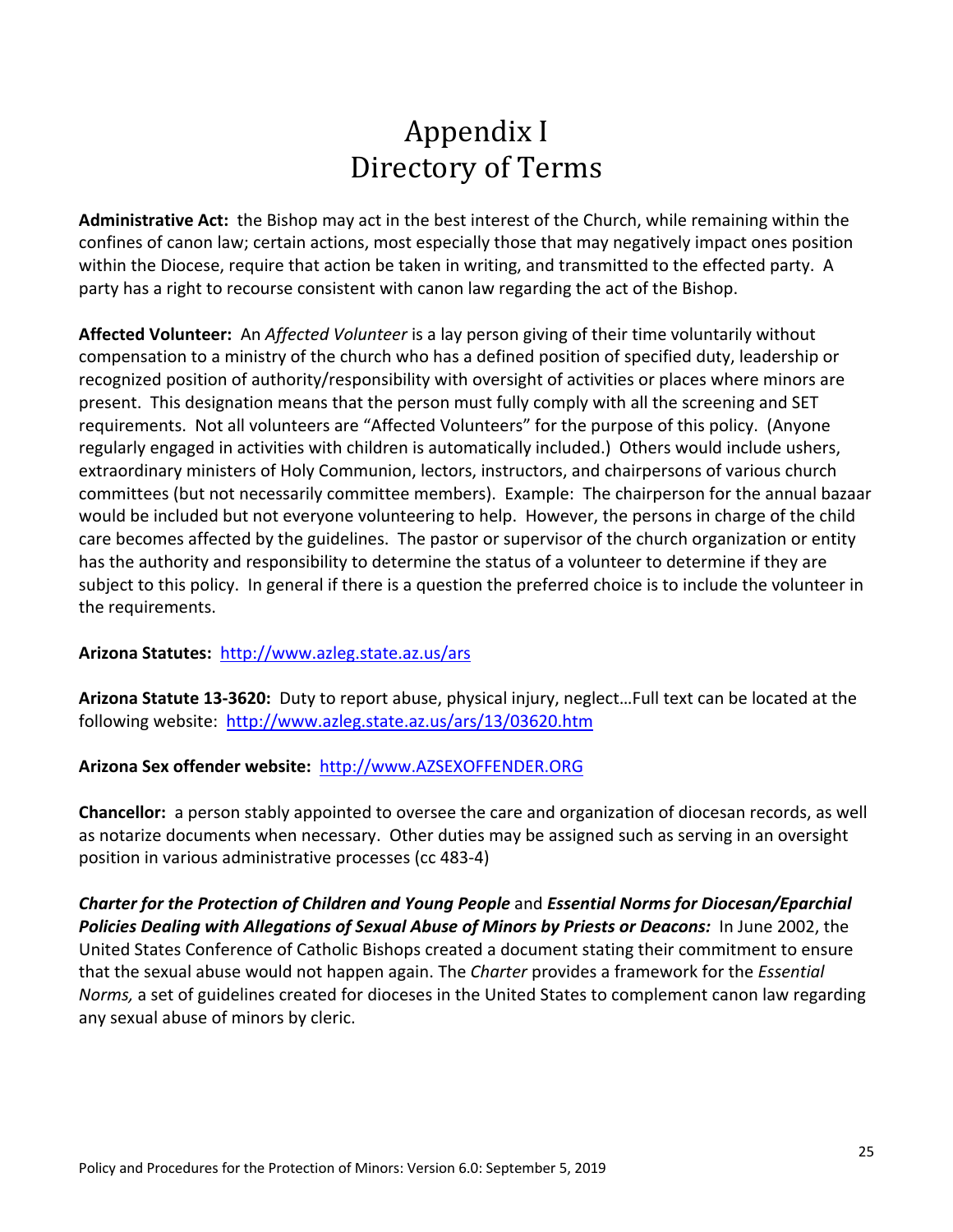# Appendix I
# Directory of Terms

**Administrative Act:** the Bishop may act in the best interest of the Church, while remaining within the confines of canon law; certain actions, most especially those that may negatively impact ones position within the Diocese, require that action be taken in writing, and transmitted to the effected party. A party has a right to recourse consistent with canon law regarding the act of the Bishop.

**Affected Volunteer:** An *Affected Volunteer* is a lay person giving of their time voluntarily without compensation to a ministry of the church who has a defined position of specified duty, leadership or recognized position of authority/responsibility with oversight of activities or places where minors are present. This designation means that the person must fully comply with all the screening and SET requirements. Not all volunteers are "Affected Volunteers" for the purpose of this policy. (Anyone regularly engaged in activities with children is automatically included.) Others would include ushers, extraordinary ministers of Holy Communion, lectors, instructors, and chairpersons of various church committees (but not necessarily committee members). Example: The chairperson for the annual bazaar would be included but not everyone volunteering to help. However, the persons in charge of the child care becomes affected by the guidelines. The pastor or supervisor of the church organization or entity has the authority and responsibility to determine the status of a volunteer to determine if they are subject to this policy. In general if there is a question the preferred choice is to include the volunteer in the requirements.

**Arizona Statutes:** http://www.azleg.state.az.us/ars

**Arizona Statute 13-3620:** Duty to report abuse, physical injury, neglect…Full text can be located at the following website: http://www.azleg.state.az.us/ars/13/03620.htm

**Arizona Sex offender website:** http://www.AZSEXOFFENDER.ORG

**Chancellor:** a person stably appointed to oversee the care and organization of diocesan records, as well as notarize documents when necessary. Other duties may be assigned such as serving in an oversight position in various administrative processes (cc 483-4)

***Charter for the Protection of Children and Young People*** and ***Essential Norms for Diocesan/Eparchial Policies Dealing with Allegations of Sexual Abuse of Minors by Priests or Deacons:*** In June 2002, the United States Conference of Catholic Bishops created a document stating their commitment to ensure that the sexual abuse would not happen again. The *Charter* provides a framework for the *Essential Norms,* a set of guidelines created for dioceses in the United States to complement canon law regarding any sexual abuse of minors by cleric.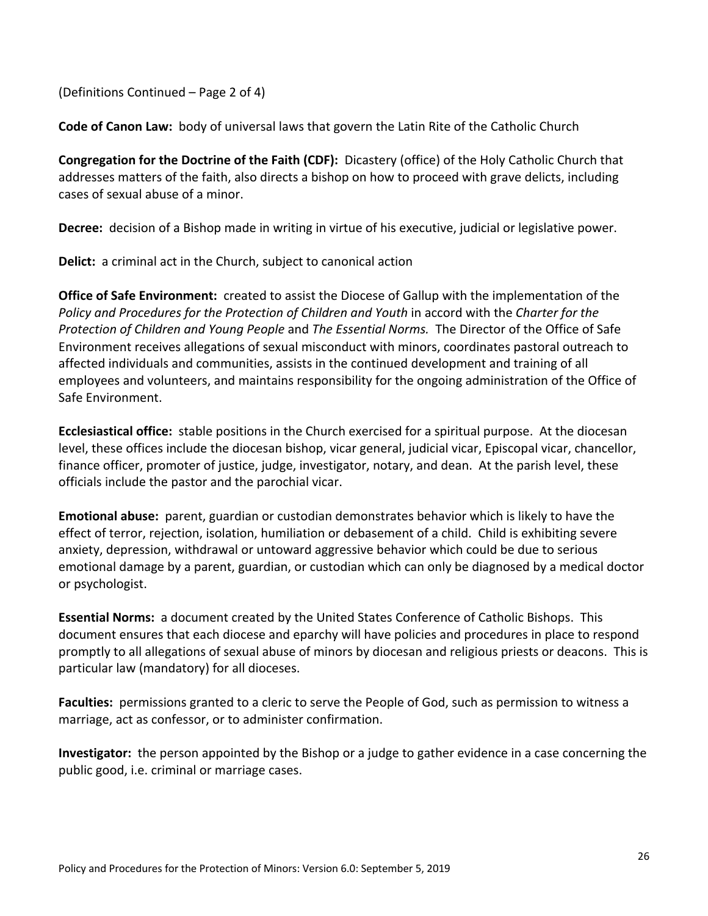(Definitions Continued – Page 2 of 4)

**Code of Canon Law:** body of universal laws that govern the Latin Rite of the Catholic Church

**Congregation for the Doctrine of the Faith (CDF):** Dicastery (office) of the Holy Catholic Church that addresses matters of the faith, also directs a bishop on how to proceed with grave delicts, including cases of sexual abuse of a minor.

**Decree:** decision of a Bishop made in writing in virtue of his executive, judicial or legislative power.

**Delict:** a criminal act in the Church, subject to canonical action

**Office of Safe Environment:** created to assist the Diocese of Gallup with the implementation of the *Policy and Procedures for the Protection of Children and Youth* in accord with the *Charter for the Protection of Children and Young People* and *The Essential Norms.* The Director of the Office of Safe Environment receives allegations of sexual misconduct with minors, coordinates pastoral outreach to affected individuals and communities, assists in the continued development and training of all employees and volunteers, and maintains responsibility for the ongoing administration of the Office of Safe Environment.

**Ecclesiastical office:** stable positions in the Church exercised for a spiritual purpose. At the diocesan level, these offices include the diocesan bishop, vicar general, judicial vicar, Episcopal vicar, chancellor, finance officer, promoter of justice, judge, investigator, notary, and dean. At the parish level, these officials include the pastor and the parochial vicar.

**Emotional abuse:** parent, guardian or custodian demonstrates behavior which is likely to have the effect of terror, rejection, isolation, humiliation or debasement of a child. Child is exhibiting severe anxiety, depression, withdrawal or untoward aggressive behavior which could be due to serious emotional damage by a parent, guardian, or custodian which can only be diagnosed by a medical doctor or psychologist.

**Essential Norms:** a document created by the United States Conference of Catholic Bishops. This document ensures that each diocese and eparchy will have policies and procedures in place to respond promptly to all allegations of sexual abuse of minors by diocesan and religious priests or deacons. This is particular law (mandatory) for all dioceses.

**Faculties:** permissions granted to a cleric to serve the People of God, such as permission to witness a marriage, act as confessor, or to administer confirmation.

**Investigator:** the person appointed by the Bishop or a judge to gather evidence in a case concerning the public good, i.e. criminal or marriage cases.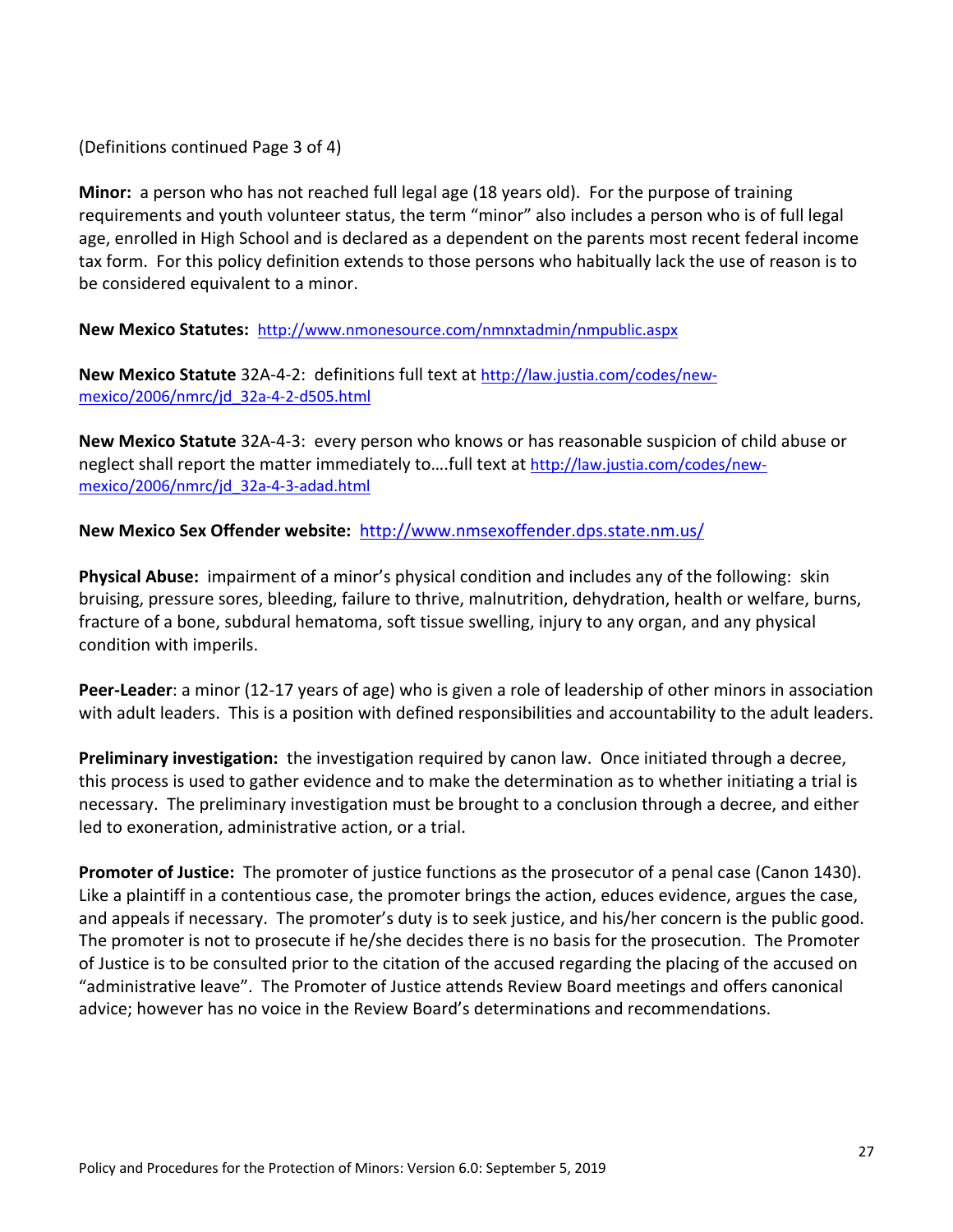(Definitions continued Page 3 of 4)

**Minor:** a person who has not reached full legal age (18 years old). For the purpose of training requirements and youth volunteer status, the term "minor" also includes a person who is of full legal age, enrolled in High School and is declared as a dependent on the parents most recent federal income tax form. For this policy definition extends to those persons who habitually lack the use of reason is to be considered equivalent to a minor.

**New Mexico Statutes:** http://www.nmonesource.com/nmnxtadmin/nmpublic.aspx

**New Mexico Statute** 32A-4-2: definitions full text at http://law.justia.com/codes/new-mexico/2006/nmrc/jd_32a-4-2-d505.html

**New Mexico Statute** 32A-4-3: every person who knows or has reasonable suspicion of child abuse or neglect shall report the matter immediately to….full text at http://law.justia.com/codes/new-mexico/2006/nmrc/jd_32a-4-3-adad.html

**New Mexico Sex Offender website:** http://www.nmsexoffender.dps.state.nm.us/

**Physical Abuse:** impairment of a minor's physical condition and includes any of the following: skin bruising, pressure sores, bleeding, failure to thrive, malnutrition, dehydration, health or welfare, burns, fracture of a bone, subdural hematoma, soft tissue swelling, injury to any organ, and any physical condition with imperils.

**Peer-Leader**: a minor (12-17 years of age) who is given a role of leadership of other minors in association with adult leaders. This is a position with defined responsibilities and accountability to the adult leaders.

**Preliminary investigation:** the investigation required by canon law. Once initiated through a decree, this process is used to gather evidence and to make the determination as to whether initiating a trial is necessary. The preliminary investigation must be brought to a conclusion through a decree, and either led to exoneration, administrative action, or a trial.

**Promoter of Justice:** The promoter of justice functions as the prosecutor of a penal case (Canon 1430). Like a plaintiff in a contentious case, the promoter brings the action, educes evidence, argues the case, and appeals if necessary. The promoter's duty is to seek justice, and his/her concern is the public good. The promoter is not to prosecute if he/she decides there is no basis for the prosecution. The Promoter of Justice is to be consulted prior to the citation of the accused regarding the placing of the accused on "administrative leave". The Promoter of Justice attends Review Board meetings and offers canonical advice; however has no voice in the Review Board's determinations and recommendations.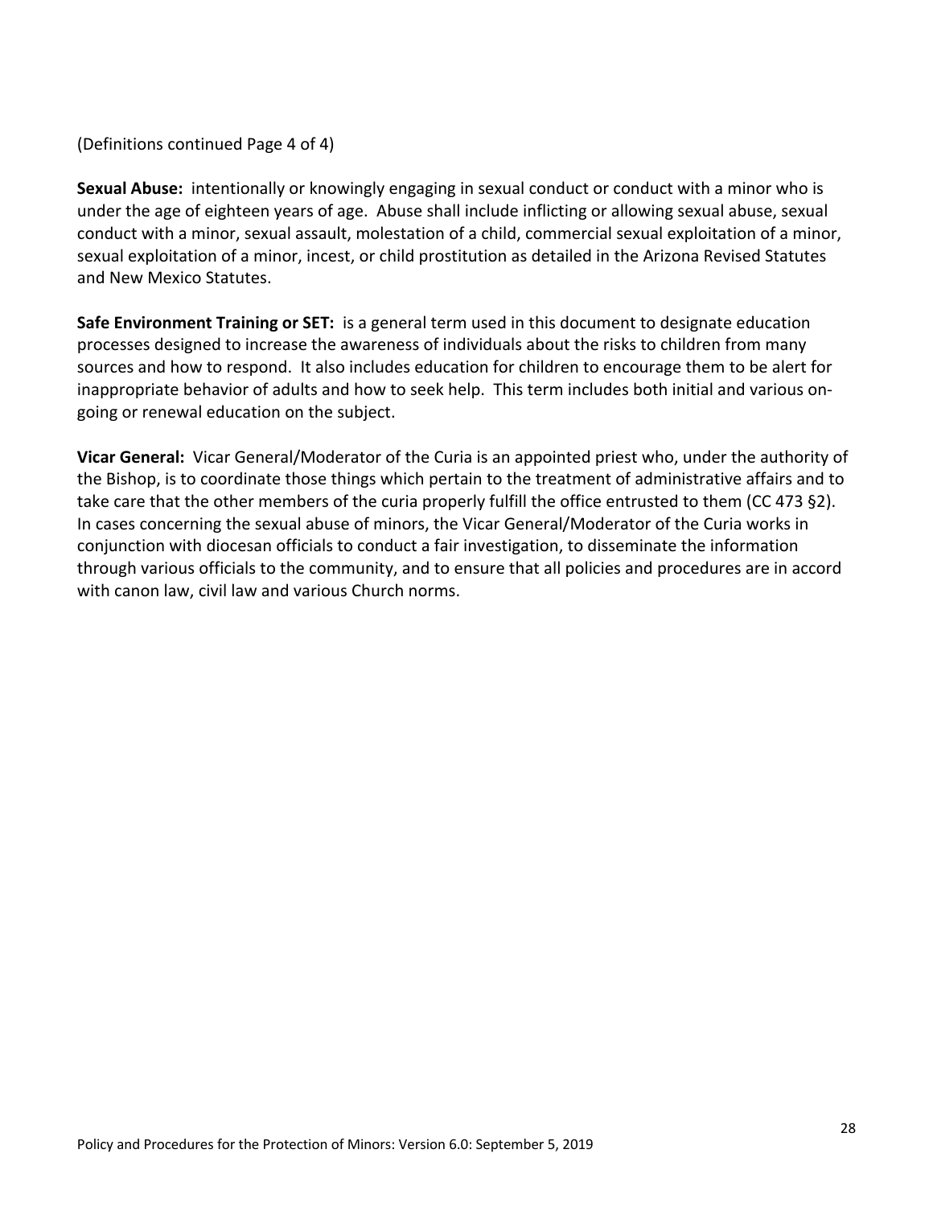(Definitions continued Page 4 of 4)

**Sexual Abuse:** intentionally or knowingly engaging in sexual conduct or conduct with a minor who is under the age of eighteen years of age. Abuse shall include inflicting or allowing sexual abuse, sexual conduct with a minor, sexual assault, molestation of a child, commercial sexual exploitation of a minor, sexual exploitation of a minor, incest, or child prostitution as detailed in the Arizona Revised Statutes and New Mexico Statutes.

**Safe Environment Training or SET:** is a general term used in this document to designate education processes designed to increase the awareness of individuals about the risks to children from many sources and how to respond. It also includes education for children to encourage them to be alert for inappropriate behavior of adults and how to seek help. This term includes both initial and various on-going or renewal education on the subject.

**Vicar General:** Vicar General/Moderator of the Curia is an appointed priest who, under the authority of the Bishop, is to coordinate those things which pertain to the treatment of administrative affairs and to take care that the other members of the curia properly fulfill the office entrusted to them (CC 473 §2). In cases concerning the sexual abuse of minors, the Vicar General/Moderator of the Curia works in conjunction with diocesan officials to conduct a fair investigation, to disseminate the information through various officials to the community, and to ensure that all policies and procedures are in accord with canon law, civil law and various Church norms.